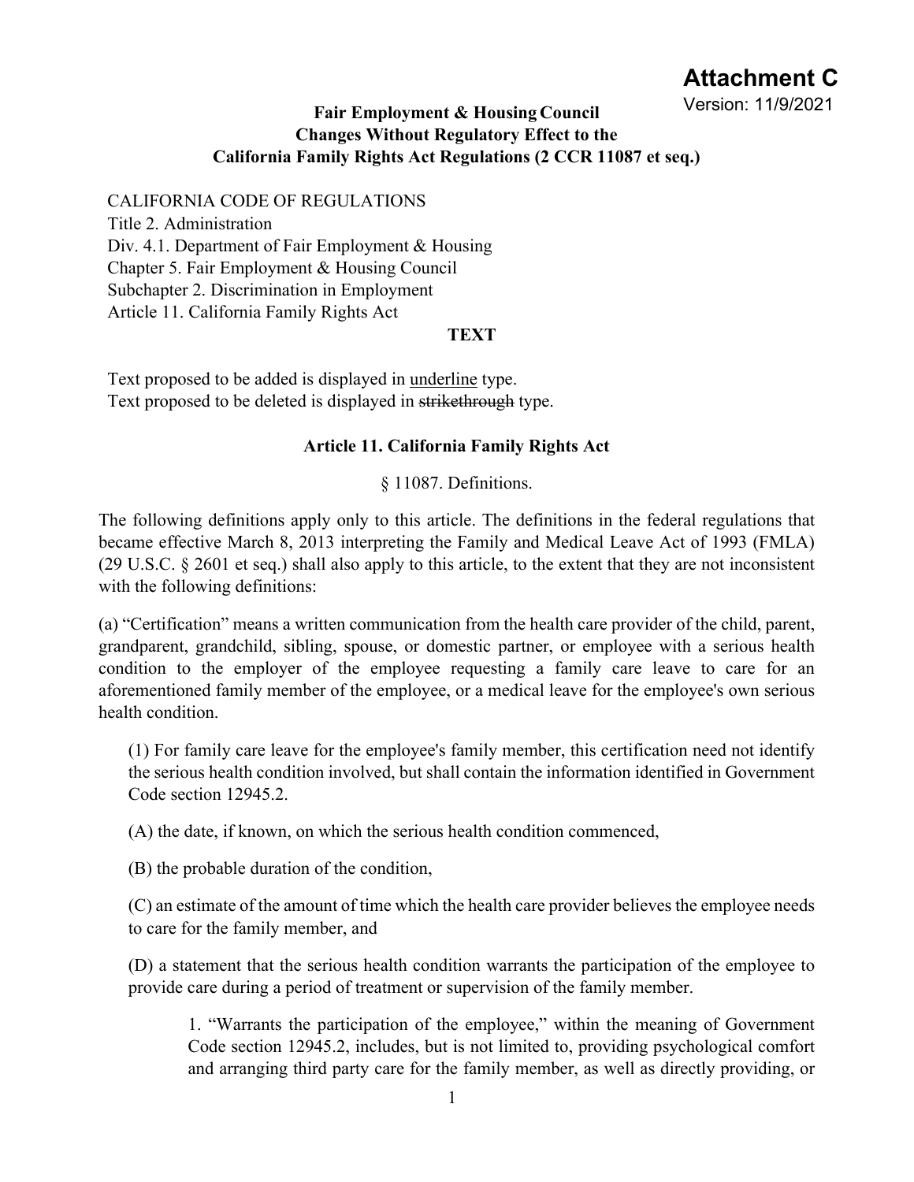# Attachment C

Version: 11/9/2021

**Fair Employment & Housing Council**
**Changes Without Regulatory Effect to the**
**California Family Rights Act Regulations (2 CCR 11087 et seq.)**

CALIFORNIA CODE OF REGULATIONS
Title 2. Administration
Div. 4.1. Department of Fair Employment & Housing
Chapter 5. Fair Employment & Housing Council
Subchapter 2. Discrimination in Employment
Article 11. California Family Rights Act

**TEXT**

Text proposed to be added is displayed in <u>underline</u> type.
Text proposed to be deleted is displayed in ~~strikethrough~~ type.

## Article 11. California Family Rights Act

§ 11087. Definitions.

The following definitions apply only to this article. The definitions in the federal regulations that became effective March 8, 2013 interpreting the Family and Medical Leave Act of 1993 (FMLA) (29 U.S.C. § 2601 et seq.) shall also apply to this article, to the extent that they are not inconsistent with the following definitions:

(a) "Certification" means a written communication from the health care provider of the child, parent, grandparent, grandchild, sibling, spouse, or domestic partner, or employee with a serious health condition to the employer of the employee requesting a family care leave to care for an aforementioned family member of the employee, or a medical leave for the employee's own serious health condition.

(1) For family care leave for the employee's family member, this certification need not identify the serious health condition involved, but shall contain the information identified in Government Code section 12945.2.

(A) the date, if known, on which the serious health condition commenced,

(B) the probable duration of the condition,

(C) an estimate of the amount of time which the health care provider believes the employee needs to care for the family member, and

(D) a statement that the serious health condition warrants the participation of the employee to provide care during a period of treatment or supervision of the family member.

1. "Warrants the participation of the employee," within the meaning of Government Code section 12945.2, includes, but is not limited to, providing psychological comfort and arranging third party care for the family member, as well as directly providing, or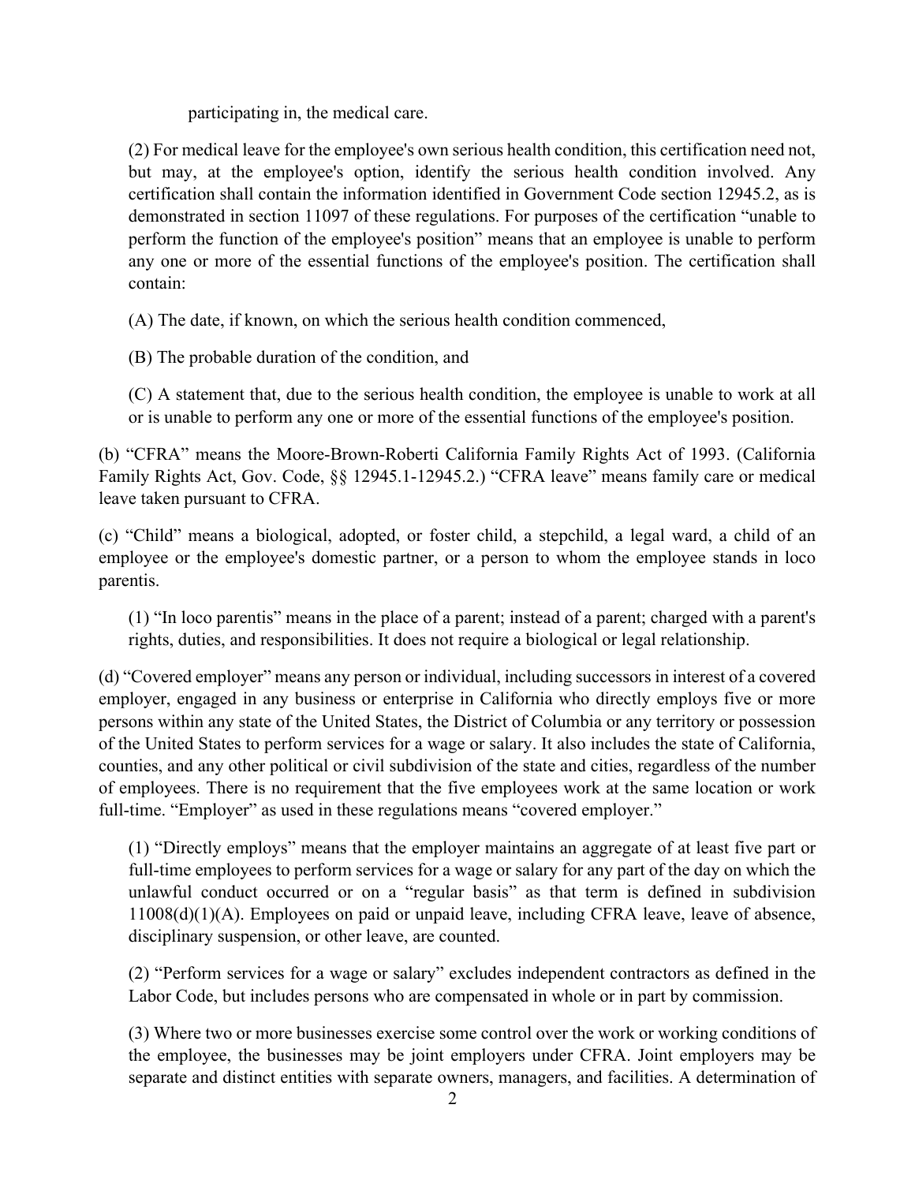participating in, the medical care.

(2) For medical leave for the employee's own serious health condition, this certification need not, but may, at the employee's option, identify the serious health condition involved. Any certification shall contain the information identified in Government Code section 12945.2, as is demonstrated in section 11097 of these regulations. For purposes of the certification "unable to perform the function of the employee's position" means that an employee is unable to perform any one or more of the essential functions of the employee's position. The certification shall contain:

(A) The date, if known, on which the serious health condition commenced,

(B) The probable duration of the condition, and

(C) A statement that, due to the serious health condition, the employee is unable to work at all or is unable to perform any one or more of the essential functions of the employee's position.

(b) "CFRA" means the Moore-Brown-Roberti California Family Rights Act of 1993. (California Family Rights Act, Gov. Code, §§ 12945.1-12945.2.) "CFRA leave" means family care or medical leave taken pursuant to CFRA.

(c) "Child" means a biological, adopted, or foster child, a stepchild, a legal ward, a child of an employee or the employee's domestic partner, or a person to whom the employee stands in loco parentis.

(1) "In loco parentis" means in the place of a parent; instead of a parent; charged with a parent's rights, duties, and responsibilities. It does not require a biological or legal relationship.

(d) "Covered employer" means any person or individual, including successors in interest of a covered employer, engaged in any business or enterprise in California who directly employs five or more persons within any state of the United States, the District of Columbia or any territory or possession of the United States to perform services for a wage or salary. It also includes the state of California, counties, and any other political or civil subdivision of the state and cities, regardless of the number of employees. There is no requirement that the five employees work at the same location or work full-time. "Employer" as used in these regulations means "covered employer."

(1) "Directly employs" means that the employer maintains an aggregate of at least five part or full-time employees to perform services for a wage or salary for any part of the day on which the unlawful conduct occurred or on a "regular basis" as that term is defined in subdivision 11008(d)(1)(A). Employees on paid or unpaid leave, including CFRA leave, leave of absence, disciplinary suspension, or other leave, are counted.

(2) "Perform services for a wage or salary" excludes independent contractors as defined in the Labor Code, but includes persons who are compensated in whole or in part by commission.

(3) Where two or more businesses exercise some control over the work or working conditions of the employee, the businesses may be joint employers under CFRA. Joint employers may be separate and distinct entities with separate owners, managers, and facilities. A determination of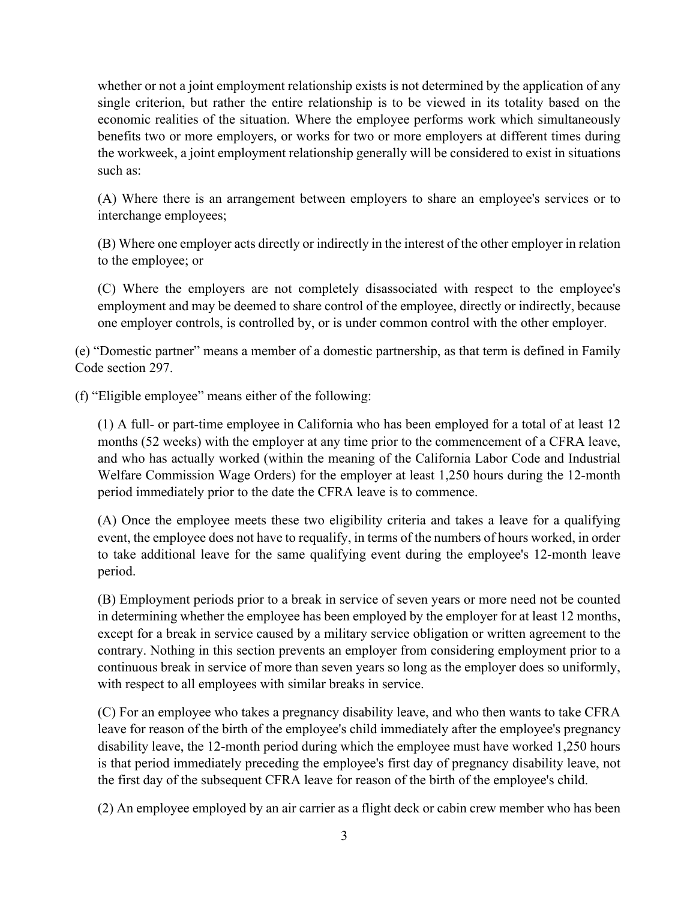whether or not a joint employment relationship exists is not determined by the application of any single criterion, but rather the entire relationship is to be viewed in its totality based on the economic realities of the situation. Where the employee performs work which simultaneously benefits two or more employers, or works for two or more employers at different times during the workweek, a joint employment relationship generally will be considered to exist in situations such as:

(A) Where there is an arrangement between employers to share an employee's services or to interchange employees;

(B) Where one employer acts directly or indirectly in the interest of the other employer in relation to the employee; or

(C) Where the employers are not completely disassociated with respect to the employee's employment and may be deemed to share control of the employee, directly or indirectly, because one employer controls, is controlled by, or is under common control with the other employer.

(e) "Domestic partner" means a member of a domestic partnership, as that term is defined in Family Code section 297.

(f) "Eligible employee" means either of the following:

(1) A full- or part-time employee in California who has been employed for a total of at least 12 months (52 weeks) with the employer at any time prior to the commencement of a CFRA leave, and who has actually worked (within the meaning of the California Labor Code and Industrial Welfare Commission Wage Orders) for the employer at least 1,250 hours during the 12-month period immediately prior to the date the CFRA leave is to commence.

(A) Once the employee meets these two eligibility criteria and takes a leave for a qualifying event, the employee does not have to requalify, in terms of the numbers of hours worked, in order to take additional leave for the same qualifying event during the employee's 12-month leave period.

(B) Employment periods prior to a break in service of seven years or more need not be counted in determining whether the employee has been employed by the employer for at least 12 months, except for a break in service caused by a military service obligation or written agreement to the contrary. Nothing in this section prevents an employer from considering employment prior to a continuous break in service of more than seven years so long as the employer does so uniformly, with respect to all employees with similar breaks in service.

(C) For an employee who takes a pregnancy disability leave, and who then wants to take CFRA leave for reason of the birth of the employee's child immediately after the employee's pregnancy disability leave, the 12-month period during which the employee must have worked 1,250 hours is that period immediately preceding the employee's first day of pregnancy disability leave, not the first day of the subsequent CFRA leave for reason of the birth of the employee's child.

(2) An employee employed by an air carrier as a flight deck or cabin crew member who has been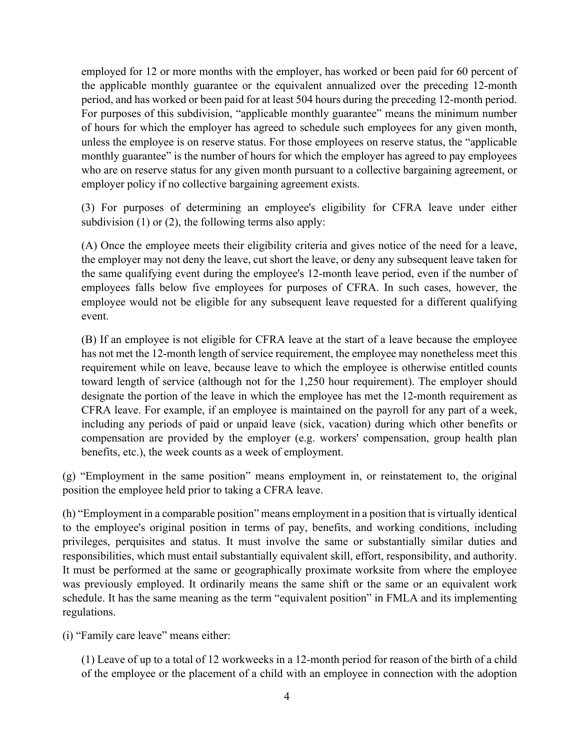employed for 12 or more months with the employer, has worked or been paid for 60 percent of the applicable monthly guarantee or the equivalent annualized over the preceding 12-month period, and has worked or been paid for at least 504 hours during the preceding 12-month period. For purposes of this subdivision, "applicable monthly guarantee" means the minimum number of hours for which the employer has agreed to schedule such employees for any given month, unless the employee is on reserve status. For those employees on reserve status, the "applicable monthly guarantee" is the number of hours for which the employer has agreed to pay employees who are on reserve status for any given month pursuant to a collective bargaining agreement, or employer policy if no collective bargaining agreement exists.

(3) For purposes of determining an employee's eligibility for CFRA leave under either subdivision (1) or (2), the following terms also apply:

(A) Once the employee meets their eligibility criteria and gives notice of the need for a leave, the employer may not deny the leave, cut short the leave, or deny any subsequent leave taken for the same qualifying event during the employee's 12-month leave period, even if the number of employees falls below five employees for purposes of CFRA. In such cases, however, the employee would not be eligible for any subsequent leave requested for a different qualifying event.

(B) If an employee is not eligible for CFRA leave at the start of a leave because the employee has not met the 12-month length of service requirement, the employee may nonetheless meet this requirement while on leave, because leave to which the employee is otherwise entitled counts toward length of service (although not for the 1,250 hour requirement). The employer should designate the portion of the leave in which the employee has met the 12-month requirement as CFRA leave. For example, if an employee is maintained on the payroll for any part of a week, including any periods of paid or unpaid leave (sick, vacation) during which other benefits or compensation are provided by the employer (e.g. workers' compensation, group health plan benefits, etc.), the week counts as a week of employment.

(g) "Employment in the same position" means employment in, or reinstatement to, the original position the employee held prior to taking a CFRA leave.

(h) "Employment in a comparable position" means employment in a position that is virtually identical to the employee's original position in terms of pay, benefits, and working conditions, including privileges, perquisites and status. It must involve the same or substantially similar duties and responsibilities, which must entail substantially equivalent skill, effort, responsibility, and authority. It must be performed at the same or geographically proximate worksite from where the employee was previously employed. It ordinarily means the same shift or the same or an equivalent work schedule. It has the same meaning as the term "equivalent position" in FMLA and its implementing regulations.

(i) "Family care leave" means either:

(1) Leave of up to a total of 12 workweeks in a 12-month period for reason of the birth of a child of the employee or the placement of a child with an employee in connection with the adoption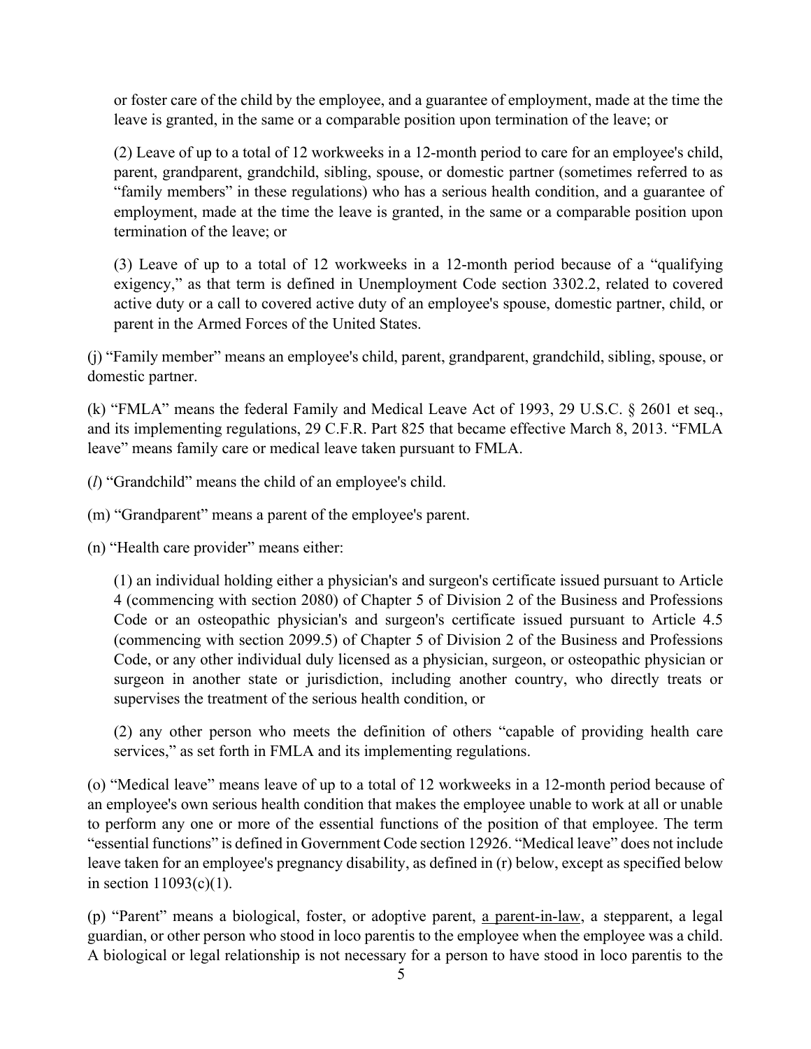or foster care of the child by the employee, and a guarantee of employment, made at the time the leave is granted, in the same or a comparable position upon termination of the leave; or

(2) Leave of up to a total of 12 workweeks in a 12-month period to care for an employee's child, parent, grandparent, grandchild, sibling, spouse, or domestic partner (sometimes referred to as "family members" in these regulations) who has a serious health condition, and a guarantee of employment, made at the time the leave is granted, in the same or a comparable position upon termination of the leave; or

(3) Leave of up to a total of 12 workweeks in a 12-month period because of a "qualifying exigency," as that term is defined in Unemployment Code section 3302.2, related to covered active duty or a call to covered active duty of an employee's spouse, domestic partner, child, or parent in the Armed Forces of the United States.

(j) "Family member" means an employee's child, parent, grandparent, grandchild, sibling, spouse, or domestic partner.

(k) "FMLA" means the federal Family and Medical Leave Act of 1993, 29 U.S.C. § 2601 et seq., and its implementing regulations, 29 C.F.R. Part 825 that became effective March 8, 2013. "FMLA leave" means family care or medical leave taken pursuant to FMLA.

(*l*) "Grandchild" means the child of an employee's child.

(m) "Grandparent" means a parent of the employee's parent.

(n) "Health care provider" means either:

(1) an individual holding either a physician's and surgeon's certificate issued pursuant to Article 4 (commencing with section 2080) of Chapter 5 of Division 2 of the Business and Professions Code or an osteopathic physician's and surgeon's certificate issued pursuant to Article 4.5 (commencing with section 2099.5) of Chapter 5 of Division 2 of the Business and Professions Code, or any other individual duly licensed as a physician, surgeon, or osteopathic physician or surgeon in another state or jurisdiction, including another country, who directly treats or supervises the treatment of the serious health condition, or

(2) any other person who meets the definition of others "capable of providing health care services," as set forth in FMLA and its implementing regulations.

(o) "Medical leave" means leave of up to a total of 12 workweeks in a 12-month period because of an employee's own serious health condition that makes the employee unable to work at all or unable to perform any one or more of the essential functions of the position of that employee. The term "essential functions" is defined in Government Code section 12926. "Medical leave" does not include leave taken for an employee's pregnancy disability, as defined in (r) below, except as specified below in section 11093(c)(1).

(p) "Parent" means a biological, foster, or adoptive parent, <u>a parent-in-law</u>, a stepparent, a legal guardian, or other person who stood in loco parentis to the employee when the employee was a child. A biological or legal relationship is not necessary for a person to have stood in loco parentis to the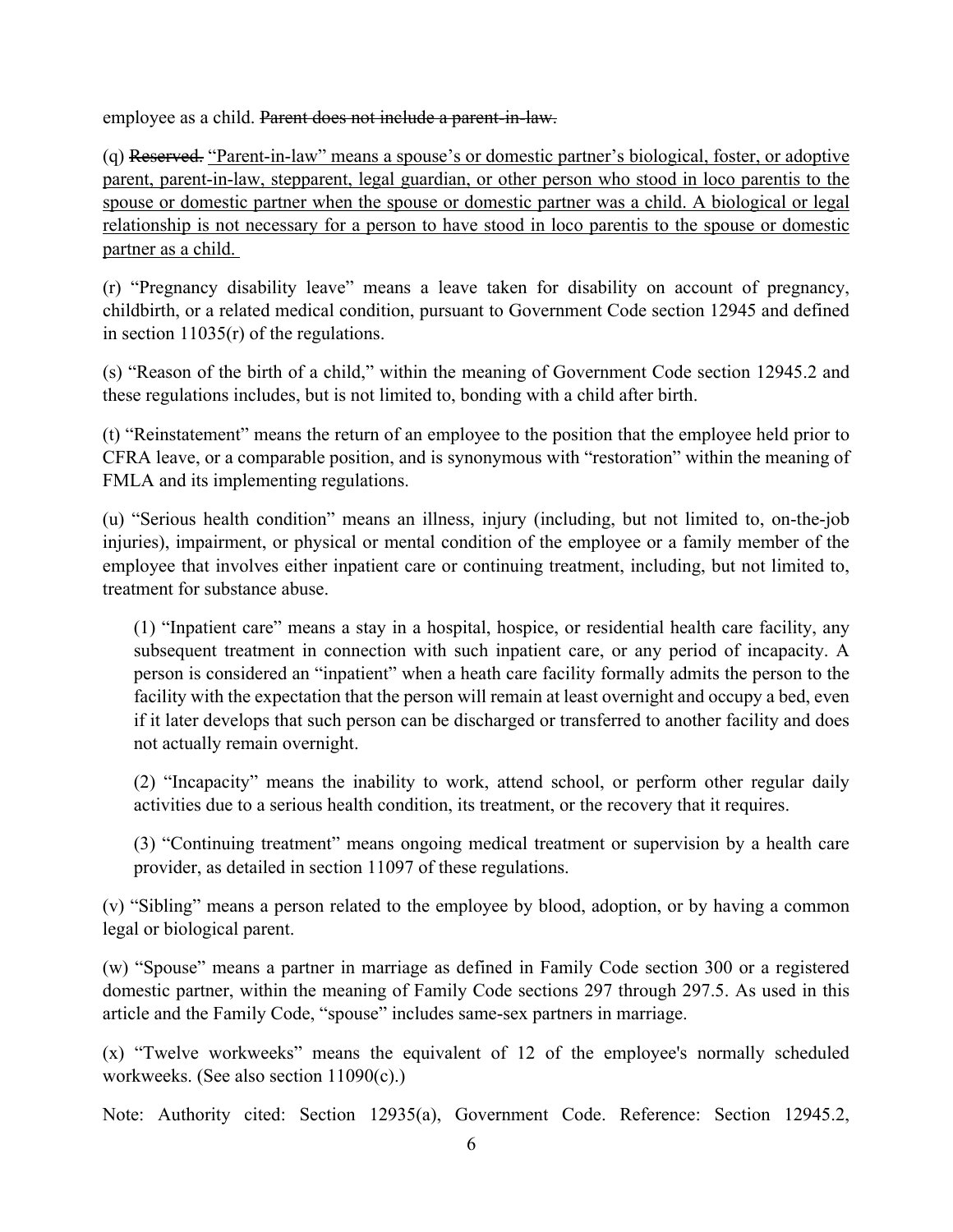employee as a child. ~~Parent does not include a parent-in-law.~~

(q) ~~Reserved.~~ <u>"Parent-in-law" means a spouse's or domestic partner's biological, foster, or adoptive parent, parent-in-law, stepparent, legal guardian, or other person who stood in loco parentis to the spouse or domestic partner when the spouse or domestic partner was a child. A biological or legal relationship is not necessary for a person to have stood in loco parentis to the spouse or domestic partner as a child.</u>

(r) "Pregnancy disability leave" means a leave taken for disability on account of pregnancy, childbirth, or a related medical condition, pursuant to Government Code section 12945 and defined in section 11035(r) of the regulations.

(s) "Reason of the birth of a child," within the meaning of Government Code section 12945.2 and these regulations includes, but is not limited to, bonding with a child after birth.

(t) "Reinstatement" means the return of an employee to the position that the employee held prior to CFRA leave, or a comparable position, and is synonymous with "restoration" within the meaning of FMLA and its implementing regulations.

(u) "Serious health condition" means an illness, injury (including, but not limited to, on-the-job injuries), impairment, or physical or mental condition of the employee or a family member of the employee that involves either inpatient care or continuing treatment, including, but not limited to, treatment for substance abuse.

(1) "Inpatient care" means a stay in a hospital, hospice, or residential health care facility, any subsequent treatment in connection with such inpatient care, or any period of incapacity. A person is considered an "inpatient" when a heath care facility formally admits the person to the facility with the expectation that the person will remain at least overnight and occupy a bed, even if it later develops that such person can be discharged or transferred to another facility and does not actually remain overnight.

(2) "Incapacity" means the inability to work, attend school, or perform other regular daily activities due to a serious health condition, its treatment, or the recovery that it requires.

(3) "Continuing treatment" means ongoing medical treatment or supervision by a health care provider, as detailed in section 11097 of these regulations.

(v) "Sibling" means a person related to the employee by blood, adoption, or by having a common legal or biological parent.

(w) "Spouse" means a partner in marriage as defined in Family Code section 300 or a registered domestic partner, within the meaning of Family Code sections 297 through 297.5. As used in this article and the Family Code, "spouse" includes same-sex partners in marriage.

(x) "Twelve workweeks" means the equivalent of 12 of the employee's normally scheduled workweeks. (See also section 11090(c).)

Note: Authority cited: Section 12935(a), Government Code. Reference: Section 12945.2,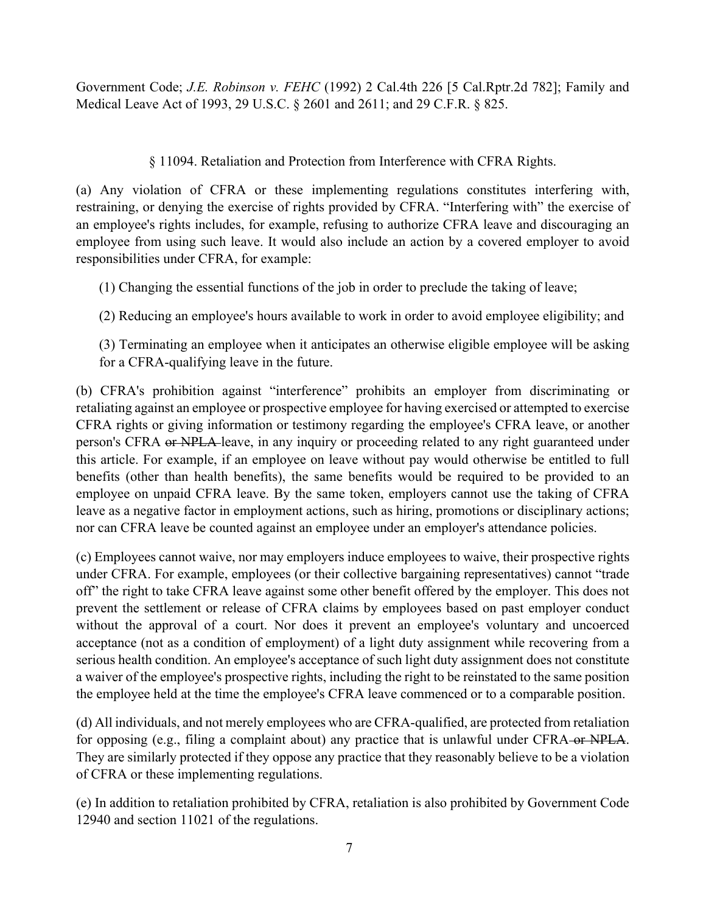Government Code; *J.E. Robinson v. FEHC* (1992) 2 Cal.4th 226 [5 Cal.Rptr.2d 782]; Family and Medical Leave Act of 1993, 29 U.S.C. § 2601 and 2611; and 29 C.F.R. § 825.

### § 11094. Retaliation and Protection from Interference with CFRA Rights.

(a) Any violation of CFRA or these implementing regulations constitutes interfering with, restraining, or denying the exercise of rights provided by CFRA. "Interfering with" the exercise of an employee's rights includes, for example, refusing to authorize CFRA leave and discouraging an employee from using such leave. It would also include an action by a covered employer to avoid responsibilities under CFRA, for example:

(1) Changing the essential functions of the job in order to preclude the taking of leave;

(2) Reducing an employee's hours available to work in order to avoid employee eligibility; and

(3) Terminating an employee when it anticipates an otherwise eligible employee will be asking for a CFRA-qualifying leave in the future.

(b) CFRA's prohibition against "interference" prohibits an employer from discriminating or retaliating against an employee or prospective employee for having exercised or attempted to exercise CFRA rights or giving information or testimony regarding the employee's CFRA leave, or another person's CFRA ~~or NPLA~~ leave, in any inquiry or proceeding related to any right guaranteed under this article. For example, if an employee on leave without pay would otherwise be entitled to full benefits (other than health benefits), the same benefits would be required to be provided to an employee on unpaid CFRA leave. By the same token, employers cannot use the taking of CFRA leave as a negative factor in employment actions, such as hiring, promotions or disciplinary actions; nor can CFRA leave be counted against an employee under an employer's attendance policies.

(c) Employees cannot waive, nor may employers induce employees to waive, their prospective rights under CFRA. For example, employees (or their collective bargaining representatives) cannot "trade off" the right to take CFRA leave against some other benefit offered by the employer. This does not prevent the settlement or release of CFRA claims by employees based on past employer conduct without the approval of a court. Nor does it prevent an employee's voluntary and uncoerced acceptance (not as a condition of employment) of a light duty assignment while recovering from a serious health condition. An employee's acceptance of such light duty assignment does not constitute a waiver of the employee's prospective rights, including the right to be reinstated to the same position the employee held at the time the employee's CFRA leave commenced or to a comparable position.

(d) All individuals, and not merely employees who are CFRA-qualified, are protected from retaliation for opposing (e.g., filing a complaint about) any practice that is unlawful under CFRA ~~or NPLA~~. They are similarly protected if they oppose any practice that they reasonably believe to be a violation of CFRA or these implementing regulations.

(e) In addition to retaliation prohibited by CFRA, retaliation is also prohibited by Government Code 12940 and section 11021 of the regulations.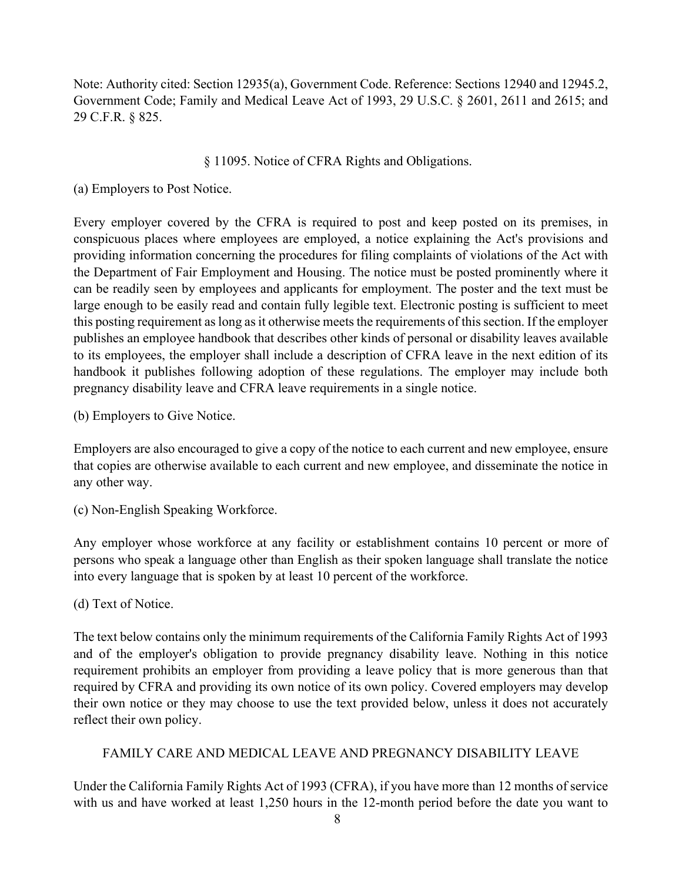Note: Authority cited: Section 12935(a), Government Code. Reference: Sections 12940 and 12945.2, Government Code; Family and Medical Leave Act of 1993, 29 U.S.C. § 2601, 2611 and 2615; and 29 C.F.R. § 825.

## § 11095. Notice of CFRA Rights and Obligations.

(a) Employers to Post Notice.

Every employer covered by the CFRA is required to post and keep posted on its premises, in conspicuous places where employees are employed, a notice explaining the Act's provisions and providing information concerning the procedures for filing complaints of violations of the Act with the Department of Fair Employment and Housing. The notice must be posted prominently where it can be readily seen by employees and applicants for employment. The poster and the text must be large enough to be easily read and contain fully legible text. Electronic posting is sufficient to meet this posting requirement as long as it otherwise meets the requirements of this section. If the employer publishes an employee handbook that describes other kinds of personal or disability leaves available to its employees, the employer shall include a description of CFRA leave in the next edition of its handbook it publishes following adoption of these regulations. The employer may include both pregnancy disability leave and CFRA leave requirements in a single notice.

(b) Employers to Give Notice.

Employers are also encouraged to give a copy of the notice to each current and new employee, ensure that copies are otherwise available to each current and new employee, and disseminate the notice in any other way.

(c) Non-English Speaking Workforce.

Any employer whose workforce at any facility or establishment contains 10 percent or more of persons who speak a language other than English as their spoken language shall translate the notice into every language that is spoken by at least 10 percent of the workforce.

(d) Text of Notice.

The text below contains only the minimum requirements of the California Family Rights Act of 1993 and of the employer's obligation to provide pregnancy disability leave. Nothing in this notice requirement prohibits an employer from providing a leave policy that is more generous than that required by CFRA and providing its own notice of its own policy. Covered employers may develop their own notice or they may choose to use the text provided below, unless it does not accurately reflect their own policy.

FAMILY CARE AND MEDICAL LEAVE AND PREGNANCY DISABILITY LEAVE

Under the California Family Rights Act of 1993 (CFRA), if you have more than 12 months of service with us and have worked at least 1,250 hours in the 12-month period before the date you want to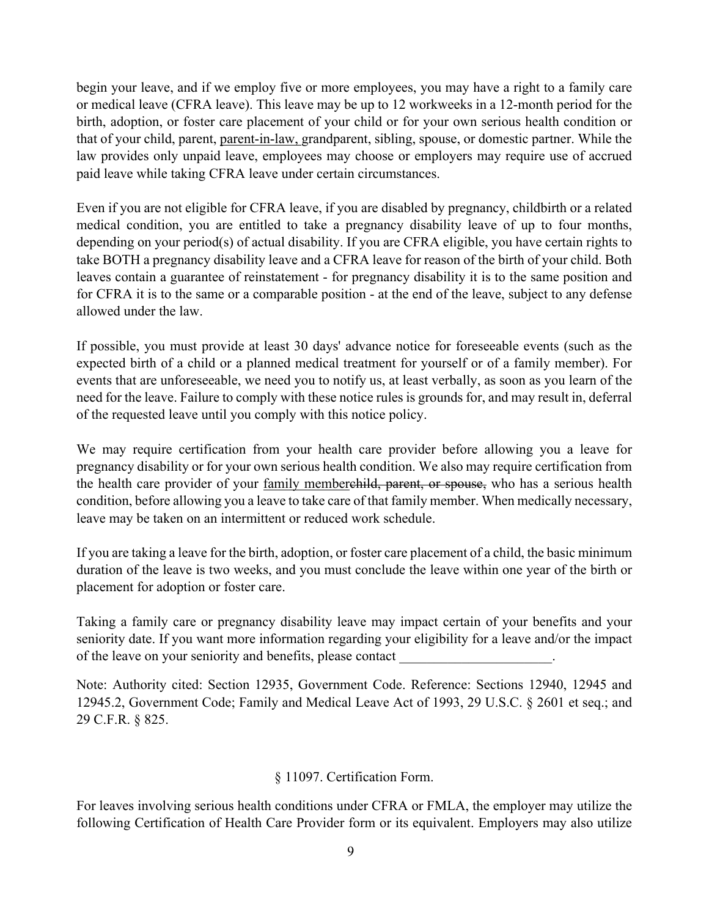begin your leave, and if we employ five or more employees, you may have a right to a family care or medical leave (CFRA leave). This leave may be up to 12 workweeks in a 12-month period for the birth, adoption, or foster care placement of your child or for your own serious health condition or that of your child, parent, <u>parent-in-law,</u> grandparent, sibling, spouse, or domestic partner. While the law provides only unpaid leave, employees may choose or employers may require use of accrued paid leave while taking CFRA leave under certain circumstances.

Even if you are not eligible for CFRA leave, if you are disabled by pregnancy, childbirth or a related medical condition, you are entitled to take a pregnancy disability leave of up to four months, depending on your period(s) of actual disability. If you are CFRA eligible, you have certain rights to take BOTH a pregnancy disability leave and a CFRA leave for reason of the birth of your child. Both leaves contain a guarantee of reinstatement - for pregnancy disability it is to the same position and for CFRA it is to the same or a comparable position - at the end of the leave, subject to any defense allowed under the law.

If possible, you must provide at least 30 days' advance notice for foreseeable events (such as the expected birth of a child or a planned medical treatment for yourself or of a family member). For events that are unforeseeable, we need you to notify us, at least verbally, as soon as you learn of the need for the leave. Failure to comply with these notice rules is grounds for, and may result in, deferral of the requested leave until you comply with this notice policy.

We may require certification from your health care provider before allowing you a leave for pregnancy disability or for your own serious health condition. We also may require certification from the health care provider of your <u>family member</u>~~child, parent, or spouse,~~ who has a serious health condition, before allowing you a leave to take care of that family member. When medically necessary, leave may be taken on an intermittent or reduced work schedule.

If you are taking a leave for the birth, adoption, or foster care placement of a child, the basic minimum duration of the leave is two weeks, and you must conclude the leave within one year of the birth or placement for adoption or foster care.

Taking a family care or pregnancy disability leave may impact certain of your benefits and your seniority date. If you want more information regarding your eligibility for a leave and/or the impact of the leave on your seniority and benefits, please contact ______________________.

Note: Authority cited: Section 12935, Government Code. Reference: Sections 12940, 12945 and 12945.2, Government Code; Family and Medical Leave Act of 1993, 29 U.S.C. § 2601 et seq.; and 29 C.F.R. § 825.

## § 11097. Certification Form.

For leaves involving serious health conditions under CFRA or FMLA, the employer may utilize the following Certification of Health Care Provider form or its equivalent. Employers may also utilize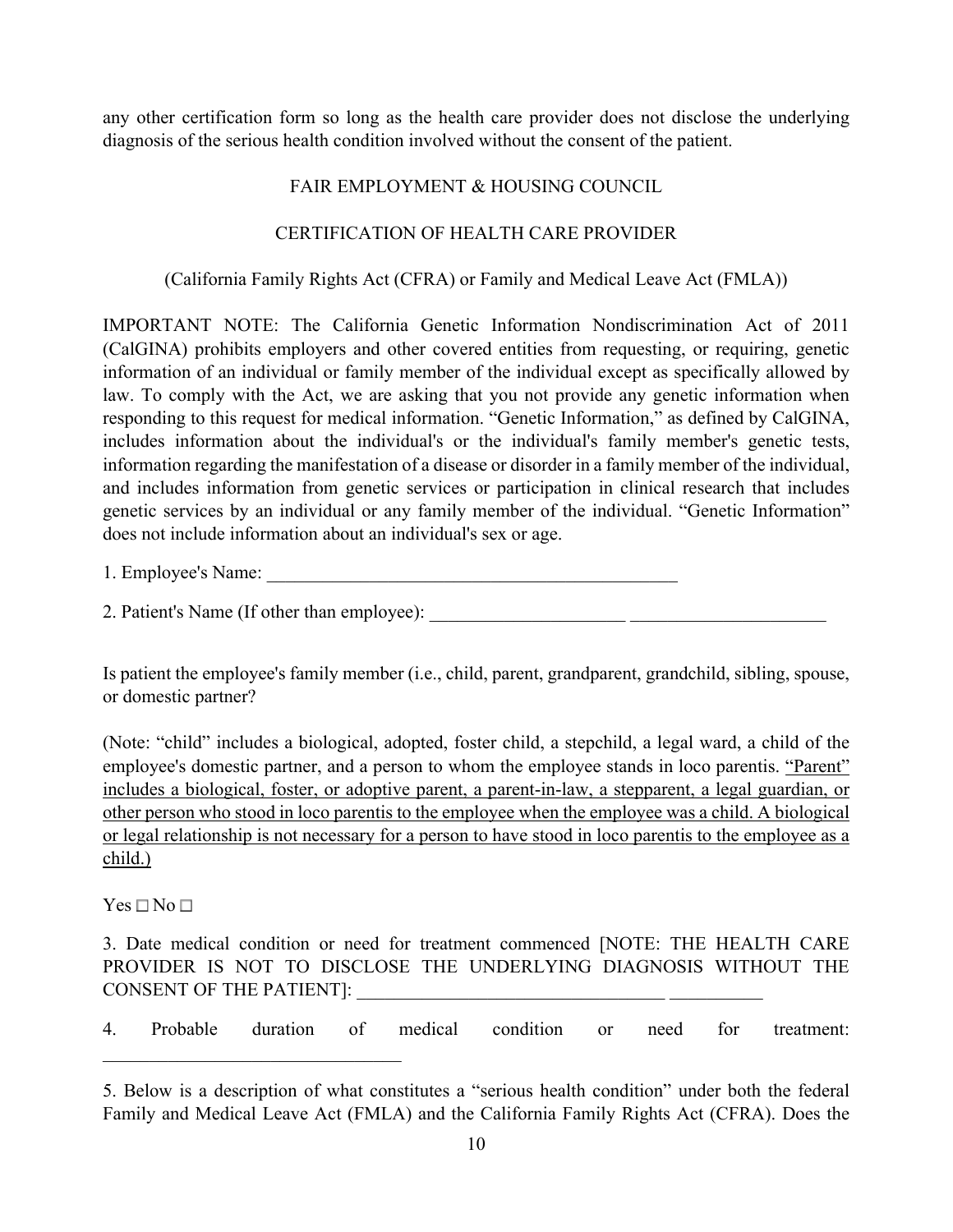any other certification form so long as the health care provider does not disclose the underlying diagnosis of the serious health condition involved without the consent of the patient.

FAIR EMPLOYMENT & HOUSING COUNCIL

CERTIFICATION OF HEALTH CARE PROVIDER

(California Family Rights Act (CFRA) or Family and Medical Leave Act (FMLA))

IMPORTANT NOTE: The California Genetic Information Nondiscrimination Act of 2011 (CalGINA) prohibits employers and other covered entities from requesting, or requiring, genetic information of an individual or family member of the individual except as specifically allowed by law. To comply with the Act, we are asking that you not provide any genetic information when responding to this request for medical information. "Genetic Information," as defined by CalGINA, includes information about the individual's or the individual's family member's genetic tests, information regarding the manifestation of a disease or disorder in a family member of the individual, and includes information from genetic services or participation in clinical research that includes genetic services by an individual or any family member of the individual. "Genetic Information" does not include information about an individual's sex or age.

1. Employee's Name: ______________________________________________

2. Patient's Name (If other than employee): _____________________ _____________________

Is patient the employee's family member (i.e., child, parent, grandparent, grandchild, sibling, spouse, or domestic partner?

(Note: "child" includes a biological, adopted, foster child, a stepchild, a legal ward, a child of the employee's domestic partner, and a person to whom the employee stands in loco parentis. <u>"Parent" includes a biological, foster, or adoptive parent, a parent-in-law, a stepparent, a legal guardian, or other person who stood in loco parentis to the employee when the employee was a child. A biological or legal relationship is not necessary for a person to have stood in loco parentis to the employee as a child.)</u>

Yes ☐ No ☐

3. Date medical condition or need for treatment commenced [NOTE: THE HEALTH CARE PROVIDER IS NOT TO DISCLOSE THE UNDERLYING DIAGNOSIS WITHOUT THE CONSENT OF THE PATIENT]: __________________________________ __________

4. Probable duration of medical condition or need for treatment: ________________________________

5. Below is a description of what constitutes a "serious health condition" under both the federal Family and Medical Leave Act (FMLA) and the California Family Rights Act (CFRA). Does the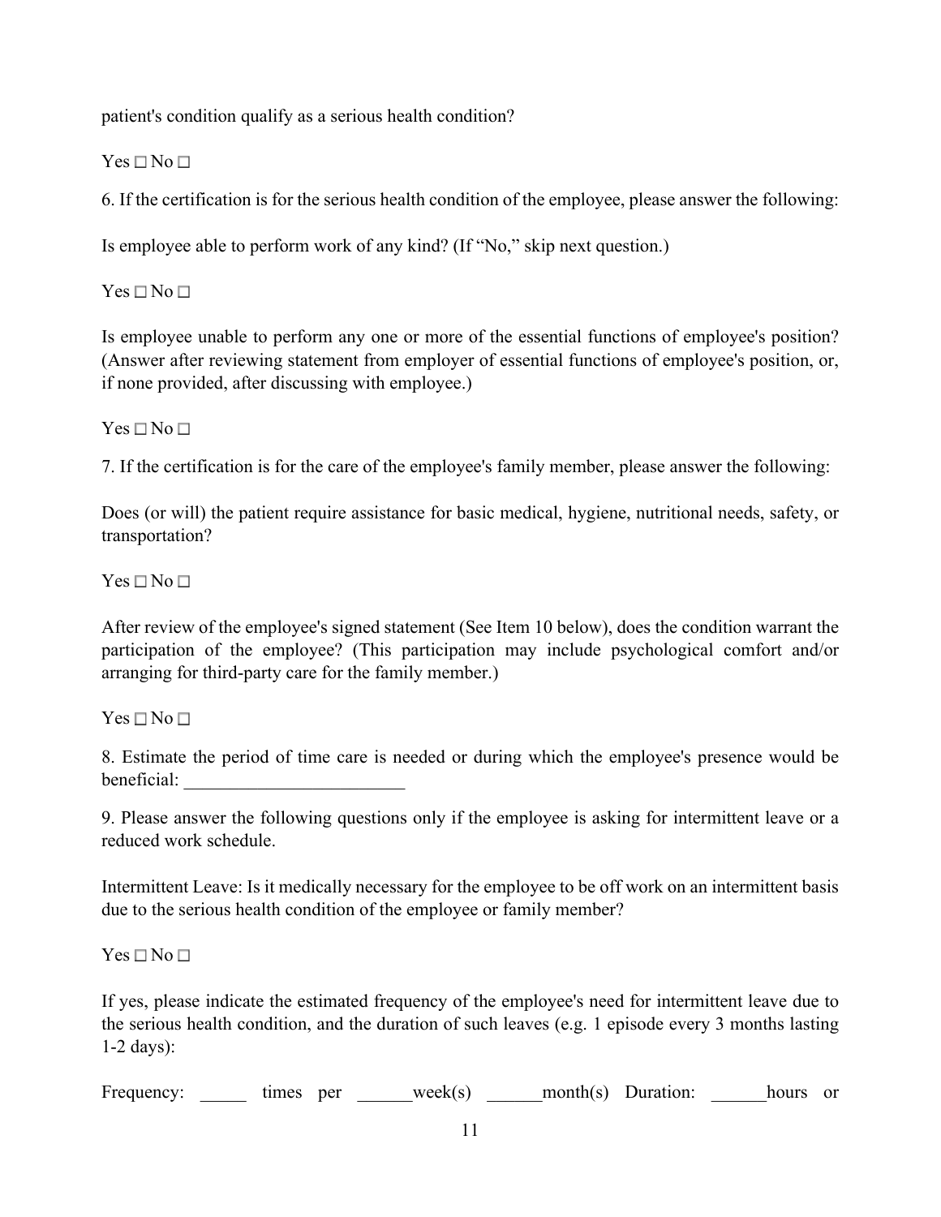patient's condition qualify as a serious health condition?

Yes ☐ No ☐

6. If the certification is for the serious health condition of the employee, please answer the following:

Is employee able to perform work of any kind? (If "No," skip next question.)

Yes ☐ No ☐

Is employee unable to perform any one or more of the essential functions of employee's position? (Answer after reviewing statement from employer of essential functions of employee's position, or, if none provided, after discussing with employee.)

Yes ☐ No ☐

7. If the certification is for the care of the employee's family member, please answer the following:

Does (or will) the patient require assistance for basic medical, hygiene, nutritional needs, safety, or transportation?

Yes ☐ No ☐

After review of the employee's signed statement (See Item 10 below), does the condition warrant the participation of the employee? (This participation may include psychological comfort and/or arranging for third-party care for the family member.)

Yes ☐ No ☐

8. Estimate the period of time care is needed or during which the employee's presence would be beneficial: ________________________

9. Please answer the following questions only if the employee is asking for intermittent leave or a reduced work schedule.

Intermittent Leave: Is it medically necessary for the employee to be off work on an intermittent basis due to the serious health condition of the employee or family member?

Yes ☐ No ☐

If yes, please indicate the estimated frequency of the employee's need for intermittent leave due to the serious health condition, and the duration of such leaves (e.g. 1 episode every 3 months lasting 1-2 days):

Frequency: _____ times per ______week(s) ______month(s) Duration: ______hours or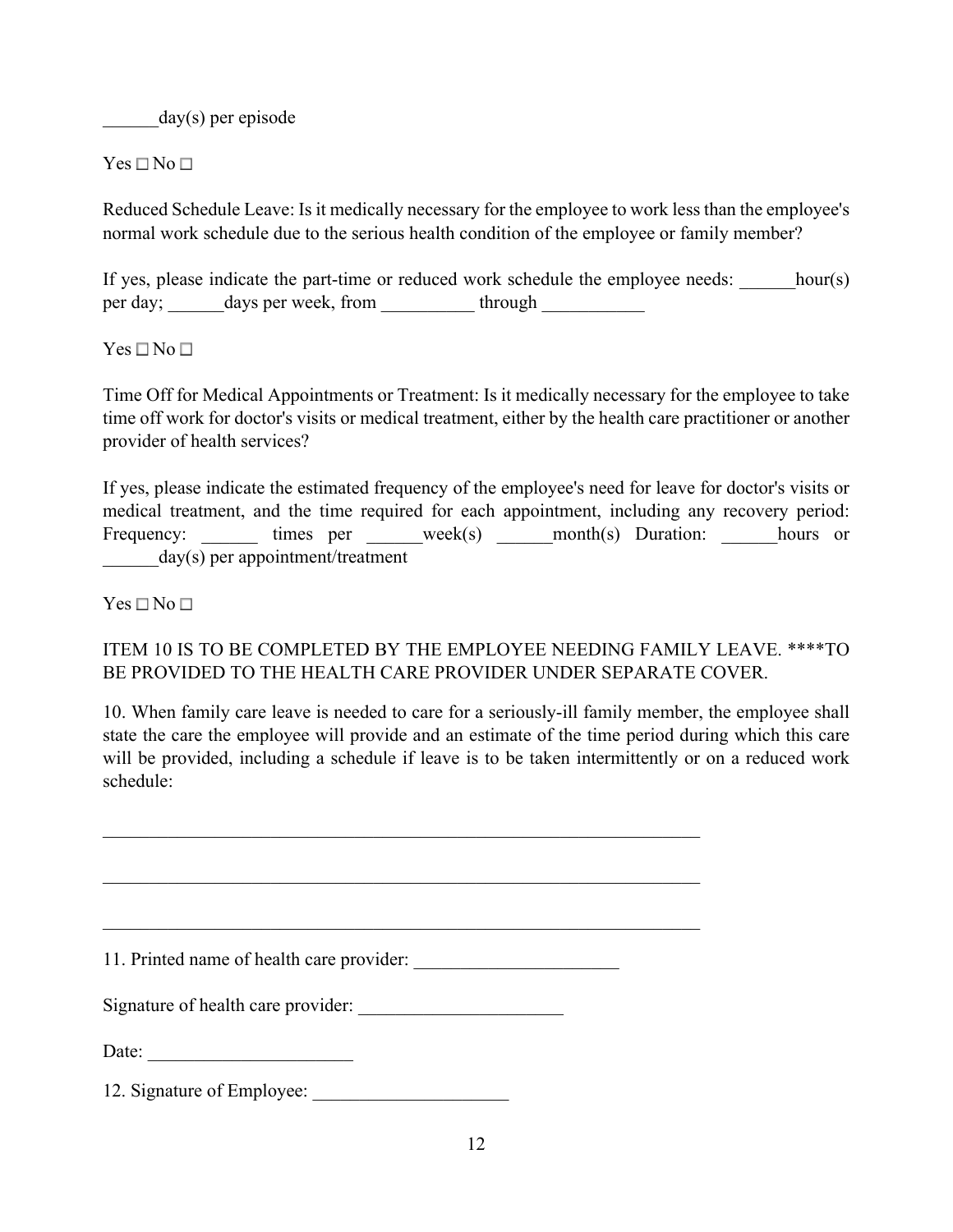______day(s) per episode

Yes ☐ No ☐

Reduced Schedule Leave: Is it medically necessary for the employee to work less than the employee's normal work schedule due to the serious health condition of the employee or family member?

If yes, please indicate the part-time or reduced work schedule the employee needs: ______hour(s) per day; ______days per week, from __________ through ___________

Yes ☐ No ☐

Time Off for Medical Appointments or Treatment: Is it medically necessary for the employee to take time off work for doctor's visits or medical treatment, either by the health care practitioner or another provider of health services?

If yes, please indicate the estimated frequency of the employee's need for leave for doctor's visits or medical treatment, and the time required for each appointment, including any recovery period: Frequency: ______ times per ______week(s) ______month(s) Duration: ______hours or ______day(s) per appointment/treatment

Yes ☐ No ☐

ITEM 10 IS TO BE COMPLETED BY THE EMPLOYEE NEEDING FAMILY LEAVE. ****TO BE PROVIDED TO THE HEALTH CARE PROVIDER UNDER SEPARATE COVER.

10. When family care leave is needed to care for a seriously-ill family member, the employee shall state the care the employee will provide and an estimate of the time period during which this care will be provided, including a schedule if leave is to be taken intermittently or on a reduced work schedule:

_________________________________________________________________

_________________________________________________________________

_________________________________________________________________

11. Printed name of health care provider: ______________________

Signature of health care provider: ______________________

Date: ______________________

12. Signature of Employee: _____________________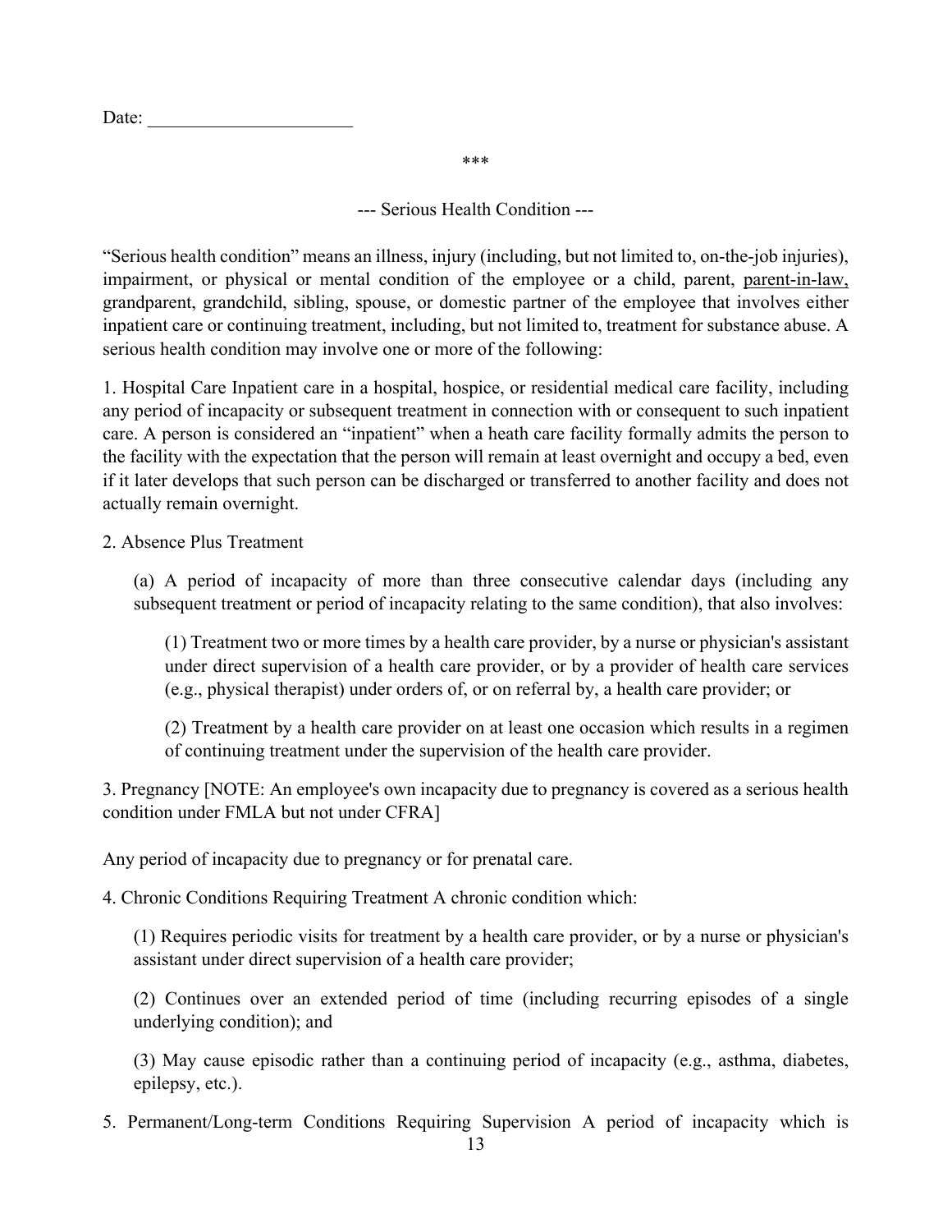Date: ______________________

***

--- Serious Health Condition ---

"Serious health condition" means an illness, injury (including, but not limited to, on-the-job injuries), impairment, or physical or mental condition of the employee or a child, parent, parent-in-law, grandparent, grandchild, sibling, spouse, or domestic partner of the employee that involves either inpatient care or continuing treatment, including, but not limited to, treatment for substance abuse. A serious health condition may involve one or more of the following:

1. Hospital Care Inpatient care in a hospital, hospice, or residential medical care facility, including any period of incapacity or subsequent treatment in connection with or consequent to such inpatient care. A person is considered an "inpatient" when a heath care facility formally admits the person to the facility with the expectation that the person will remain at least overnight and occupy a bed, even if it later develops that such person can be discharged or transferred to another facility and does not actually remain overnight.

2. Absence Plus Treatment

> (a) A period of incapacity of more than three consecutive calendar days (including any subsequent treatment or period of incapacity relating to the same condition), that also involves:
>
> > (1) Treatment two or more times by a health care provider, by a nurse or physician's assistant under direct supervision of a health care provider, or by a provider of health care services (e.g., physical therapist) under orders of, or on referral by, a health care provider; or
> >
> > (2) Treatment by a health care provider on at least one occasion which results in a regimen of continuing treatment under the supervision of the health care provider.

3. Pregnancy [NOTE: An employee's own incapacity due to pregnancy is covered as a serious health condition under FMLA but not under CFRA]

Any period of incapacity due to pregnancy or for prenatal care.

4. Chronic Conditions Requiring Treatment A chronic condition which:

> (1) Requires periodic visits for treatment by a health care provider, or by a nurse or physician's assistant under direct supervision of a health care provider;
>
> (2) Continues over an extended period of time (including recurring episodes of a single underlying condition); and
>
> (3) May cause episodic rather than a continuing period of incapacity (e.g., asthma, diabetes, epilepsy, etc.).

5. Permanent/Long-term Conditions Requiring Supervision A period of incapacity which is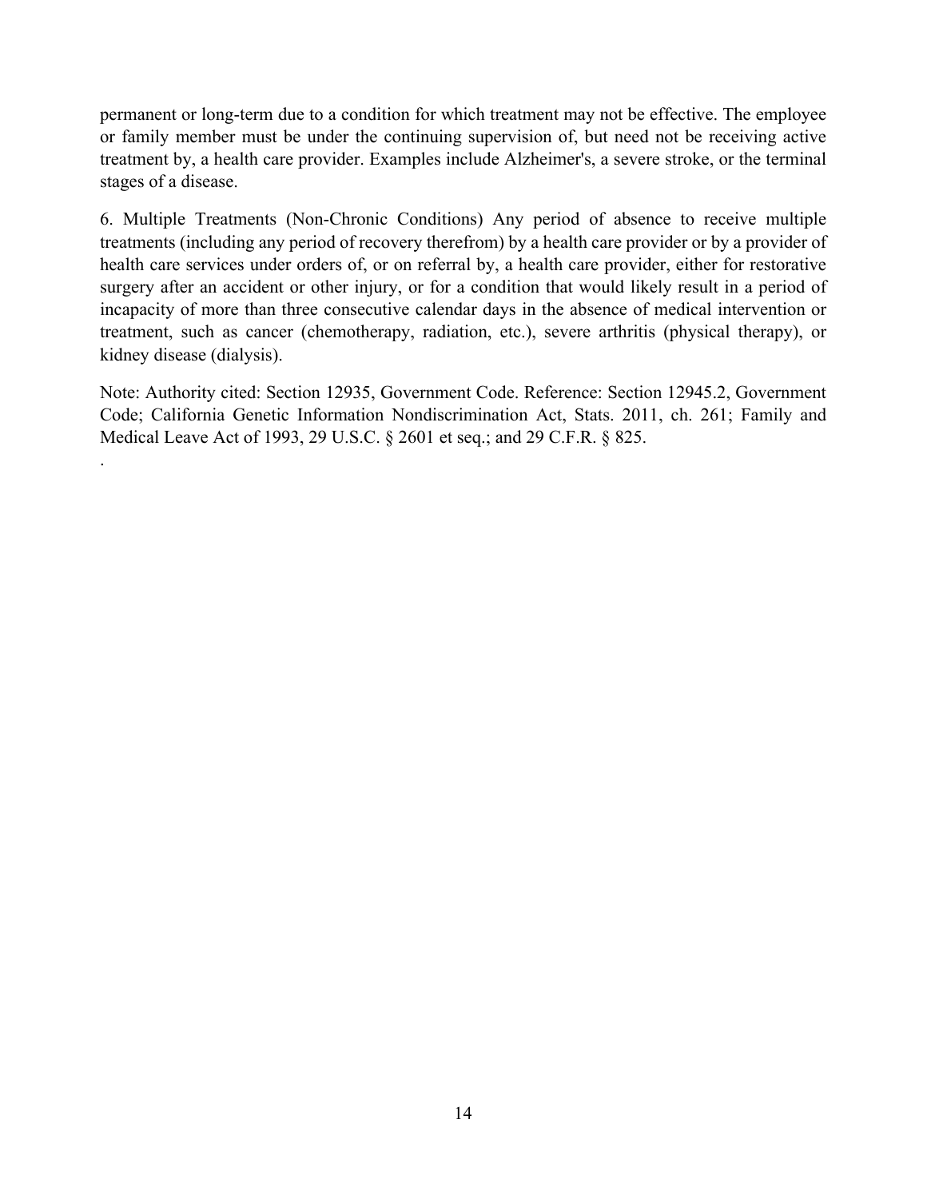permanent or long-term due to a condition for which treatment may not be effective. The employee or family member must be under the continuing supervision of, but need not be receiving active treatment by, a health care provider. Examples include Alzheimer's, a severe stroke, or the terminal stages of a disease.

6. Multiple Treatments (Non-Chronic Conditions) Any period of absence to receive multiple treatments (including any period of recovery therefrom) by a health care provider or by a provider of health care services under orders of, or on referral by, a health care provider, either for restorative surgery after an accident or other injury, or for a condition that would likely result in a period of incapacity of more than three consecutive calendar days in the absence of medical intervention or treatment, such as cancer (chemotherapy, radiation, etc.), severe arthritis (physical therapy), or kidney disease (dialysis).

Note: Authority cited: Section 12935, Government Code. Reference: Section 12945.2, Government Code; California Genetic Information Nondiscrimination Act, Stats. 2011, ch. 261; Family and Medical Leave Act of 1993, 29 U.S.C. § 2601 et seq.; and 29 C.F.R. § 825.

.